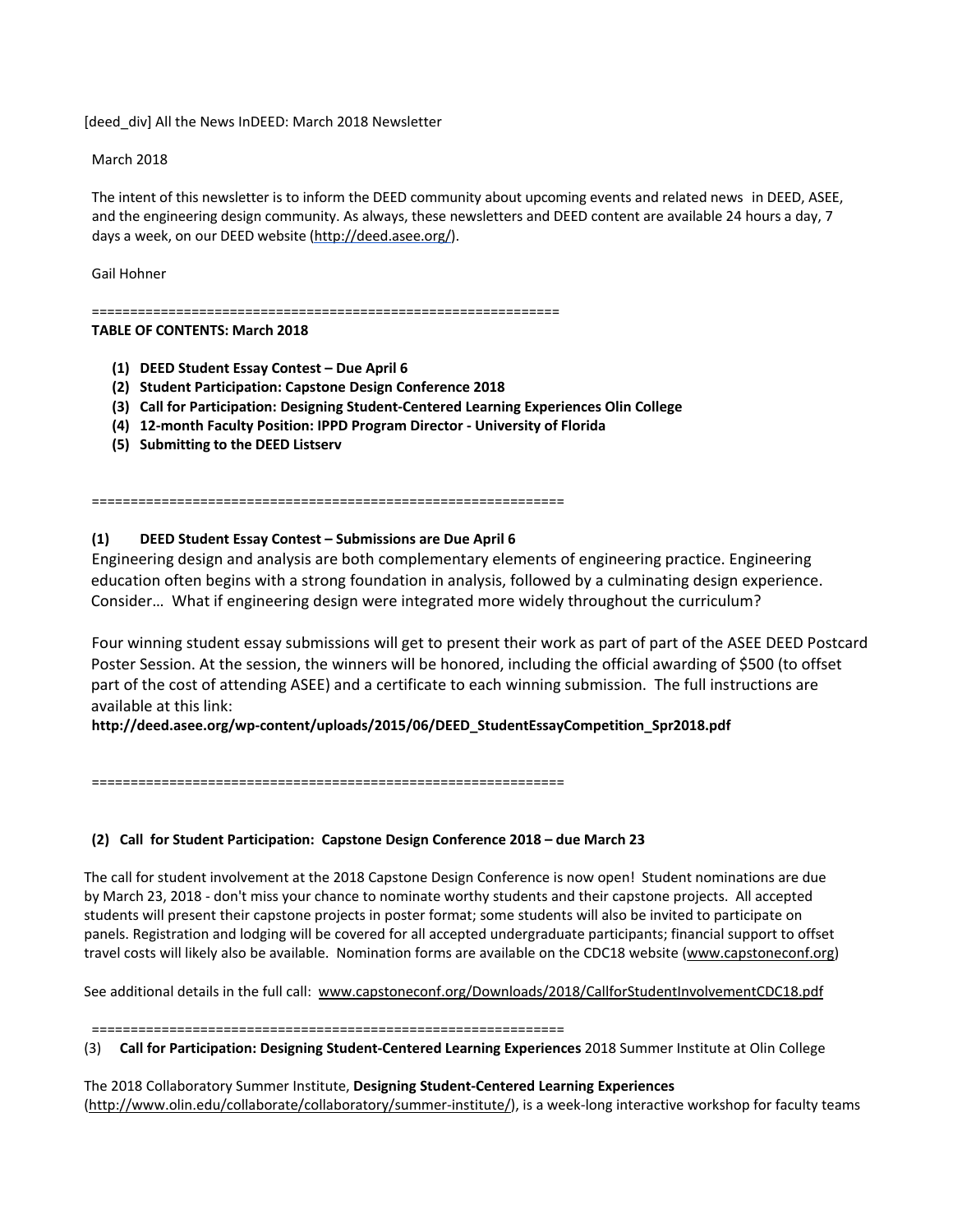[deed_div] All the News InDEED: March 2018 Newsletter

March 2018

The intent of this newsletter is to inform the DEED community about upcoming events and related news in DEED, ASEE, and the engineering design community. As always, these newsletters and DEED content are available 24 hours a day, 7 days a week, on our DEED website (http://deed.asee.org/).

Gail Hohner

============================================================

**TABLE OF CONTENTS: March 2018**

1. **DEED Student Essay Contest – Due April 6**
2. **Student Participation: Capstone Design Conference 2018**
3. **Call for Participation: Designing Student-Centered Learning Experiences Olin College**
4. **12-month Faculty Position: IPPD Program Director - University of Florida**
5. **Submitting to the DEED Listserv**

============================================================

**(1) DEED Student Essay Contest – Submissions are Due April 6**

Engineering design and analysis are both complementary elements of engineering practice. Engineering education often begins with a strong foundation in analysis, followed by a culminating design experience. Consider… What if engineering design were integrated more widely throughout the curriculum?

Four winning student essay submissions will get to present their work as part of part of the ASEE DEED Postcard Poster Session. At the session, the winners will be honored, including the official awarding of $500 (to offset part of the cost of attending ASEE) and a certificate to each winning submission. The full instructions are available at this link:

**http://deed.asee.org/wp-content/uploads/2015/06/DEED_StudentEssayCompetition_Spr2018.pdf**

============================================================

**(2) Call for Student Participation: Capstone Design Conference 2018 – due March 23**

The call for student involvement at the 2018 Capstone Design Conference is now open! Student nominations are due by March 23, 2018 - don't miss your chance to nominate worthy students and their capstone projects. All accepted students will present their capstone projects in poster format; some students will also be invited to participate on panels. Registration and lodging will be covered for all accepted undergraduate participants; financial support to offset travel costs will likely also be available. Nomination forms are available on the CDC18 website (www.capstoneconf.org)

See additional details in the full call: www.capstoneconf.org/Downloads/2018/CallforStudentInvolvementCDC18.pdf

============================================================

(3) **Call for Participation: Designing Student-Centered Learning Experiences** 2018 Summer Institute at Olin College

The 2018 Collaboratory Summer Institute, **Designing Student-Centered Learning Experiences** (http://www.olin.edu/collaborate/collaboratory/summer-institute/), is a week-long interactive workshop for faculty teams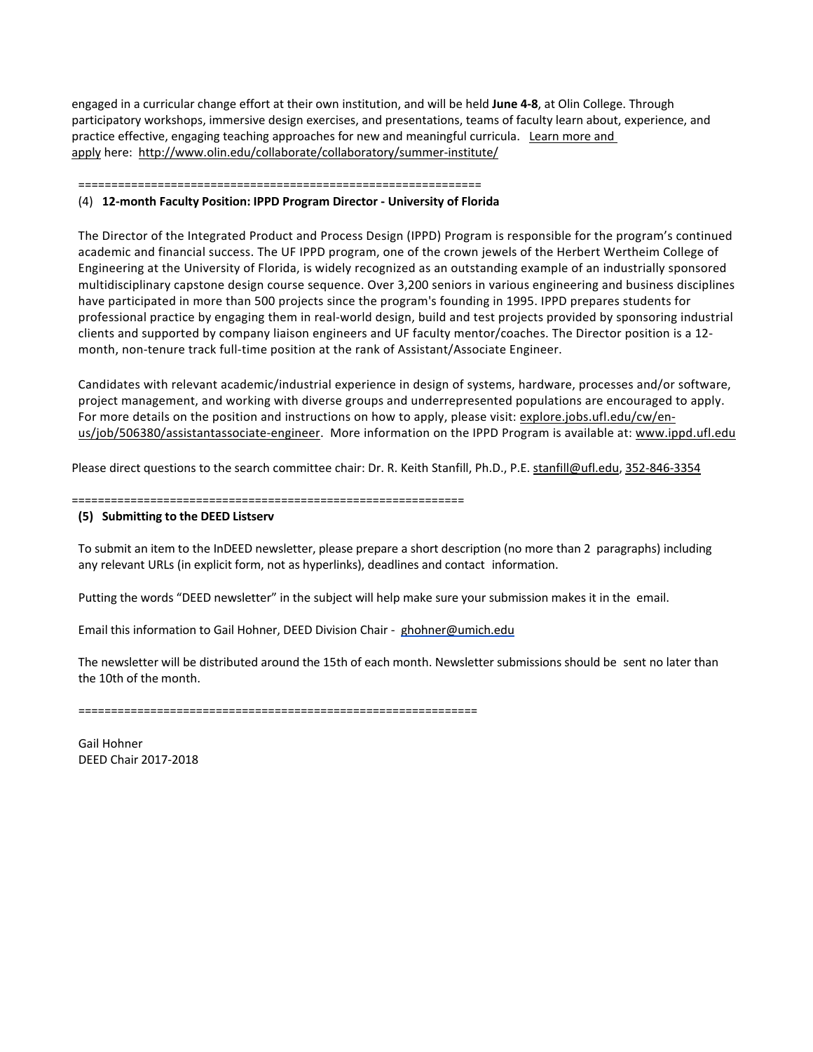engaged in a curricular change effort at their own institution, and will be held **June 4-8**, at Olin College. Through participatory workshops, immersive design exercises, and presentations, teams of faculty learn about, experience, and practice effective, engaging teaching approaches for new and meaningful curricula. Learn more and apply here: http://www.olin.edu/collaborate/collaboratory/summer-institute/

============================================================

(4) **12-month Faculty Position: IPPD Program Director - University of Florida**

The Director of the Integrated Product and Process Design (IPPD) Program is responsible for the program's continued academic and financial success. The UF IPPD program, one of the crown jewels of the Herbert Wertheim College of Engineering at the University of Florida, is widely recognized as an outstanding example of an industrially sponsored multidisciplinary capstone design course sequence. Over 3,200 seniors in various engineering and business disciplines have participated in more than 500 projects since the program's founding in 1995. IPPD prepares students for professional practice by engaging them in real-world design, build and test projects provided by sponsoring industrial clients and supported by company liaison engineers and UF faculty mentor/coaches. The Director position is a 12-month, non-tenure track full-time position at the rank of Assistant/Associate Engineer.

Candidates with relevant academic/industrial experience in design of systems, hardware, processes and/or software, project management, and working with diverse groups and underrepresented populations are encouraged to apply. For more details on the position and instructions on how to apply, please visit: explore.jobs.ufl.edu/cw/en-us/job/506380/assistantassociate-engineer. More information on the IPPD Program is available at: www.ippd.ufl.edu

Please direct questions to the search committee chair: Dr. R. Keith Stanfill, Ph.D., P.E. stanfill@ufl.edu, 352-846-3354

============================================================

**(5) Submitting to the DEED Listserv**

To submit an item to the InDEED newsletter, please prepare a short description (no more than 2 paragraphs) including any relevant URLs (in explicit form, not as hyperlinks), deadlines and contact information.

Putting the words "DEED newsletter" in the subject will help make sure your submission makes it in the email.

Email this information to Gail Hohner, DEED Division Chair - ghohner@umich.edu

The newsletter will be distributed around the 15th of each month. Newsletter submissions should be sent no later than the 10th of the month.

============================================================

Gail Hohner  
DEED Chair 2017-2018